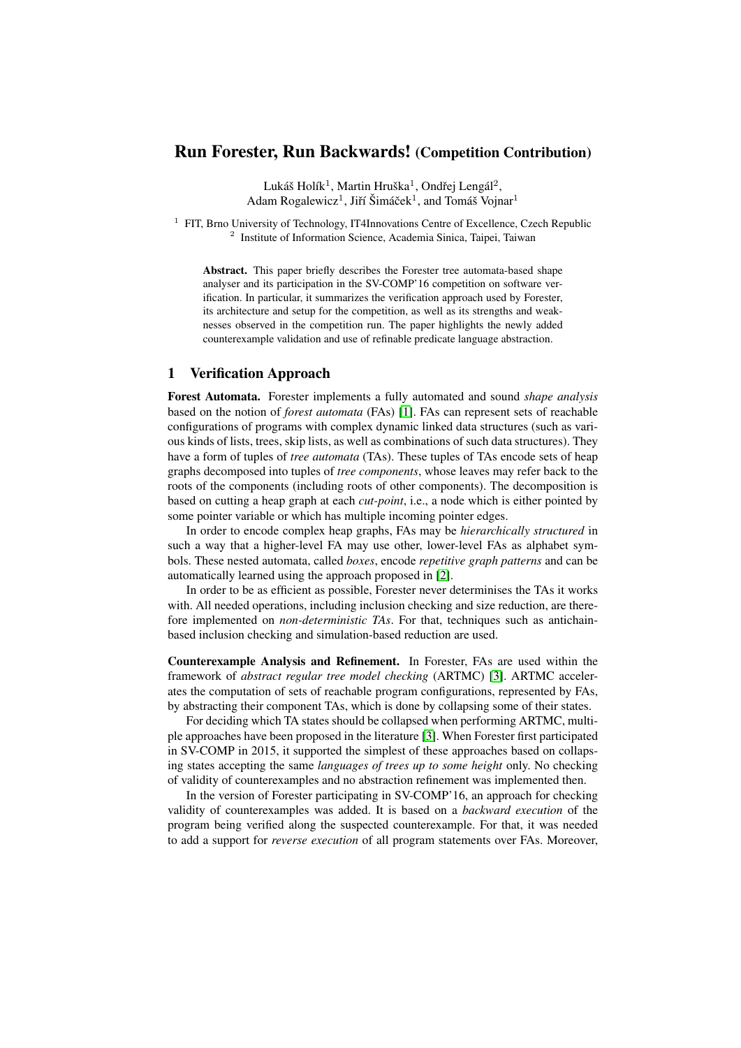# Run Forester, Run Backwards! (Competition Contribution)

Lukáš Holík[1], Martin Hruška[1], Ondřej Lengál[2], Adam Rogalewicz[1], Jiří Šimáček[1], and Tomáš Vojnar[1]

[1] FIT, Brno University of Technology, IT4Innovations Centre of Excellence, Czech Republic
[2] Institute of Information Science, Academia Sinica, Taipei, Taiwan

**Abstract.** This paper briefly describes the Forester tree automata-based shape analyser and its participation in the SV-COMP'16 competition on software verification. In particular, it summarizes the verification approach used by Forester, its architecture and setup for the competition, as well as its strengths and weaknesses observed in the competition run. The paper highlights the newly added counterexample validation and use of refinable predicate language abstraction.

## 1 Verification Approach

**Forest Automata.** Forester implements a fully automated and sound *shape analysis* based on the notion of *forest automata* (FAs) [1]. FAs can represent sets of reachable configurations of programs with complex dynamic linked data structures (such as various kinds of lists, trees, skip lists, as well as combinations of such data structures). They have a form of tuples of *tree automata* (TAs). These tuples of TAs encode sets of heap graphs decomposed into tuples of *tree components*, whose leaves may refer back to the roots of the components (including roots of other components). The decomposition is based on cutting a heap graph at each *cut-point*, i.e., a node which is either pointed by some pointer variable or which has multiple incoming pointer edges.

In order to encode complex heap graphs, FAs may be *hierarchically structured* in such a way that a higher-level FA may use other, lower-level FAs as alphabet symbols. These nested automata, called *boxes*, encode *repetitive graph patterns* and can be automatically learned using the approach proposed in [2].

In order to be as efficient as possible, Forester never determinises the TAs it works with. All needed operations, including inclusion checking and size reduction, are therefore implemented on *non-deterministic TAs*. For that, techniques such as antichain-based inclusion checking and simulation-based reduction are used.

**Counterexample Analysis and Refinement.** In Forester, FAs are used within the framework of *abstract regular tree model checking* (ARTMC) [3]. ARTMC accelerates the computation of sets of reachable program configurations, represented by FAs, by abstracting their component TAs, which is done by collapsing some of their states.

For deciding which TA states should be collapsed when performing ARTMC, multiple approaches have been proposed in the literature [3]. When Forester first participated in SV-COMP in 2015, it supported the simplest of these approaches based on collapsing states accepting the same *languages of trees up to some height* only. No checking of validity of counterexamples and no abstraction refinement was implemented then.

In the version of Forester participating in SV-COMP'16, an approach for checking validity of counterexamples was added. It is based on a *backward execution* of the program being verified along the suspected counterexample. For that, it was needed to add a support for *reverse execution* of all program statements over FAs. Moreover,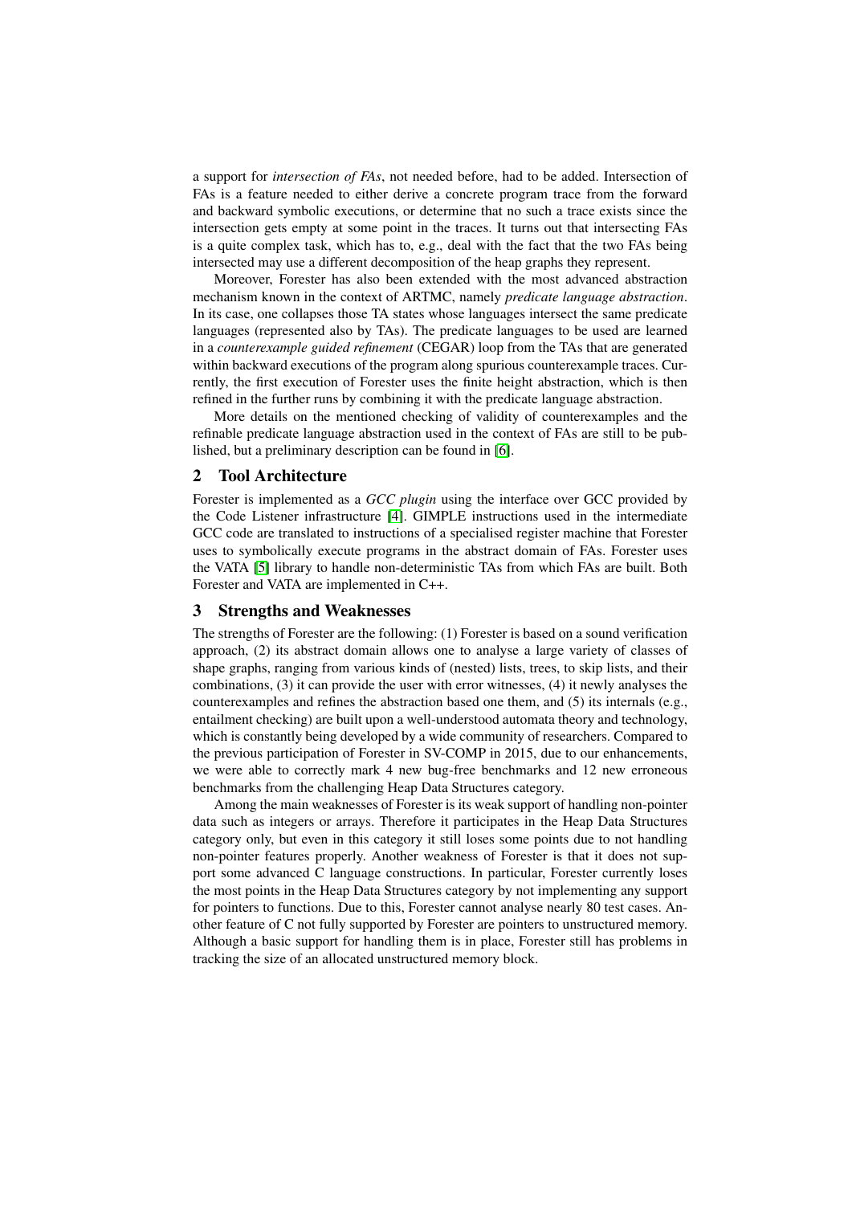a support for *intersection of FAs*, not needed before, had to be added. Intersection of FAs is a feature needed to either derive a concrete program trace from the forward and backward symbolic executions, or determine that no such a trace exists since the intersection gets empty at some point in the traces. It turns out that intersecting FAs is a quite complex task, which has to, e.g., deal with the fact that the two FAs being intersected may use a different decomposition of the heap graphs they represent.

Moreover, Forester has also been extended with the most advanced abstraction mechanism known in the context of ARTMC, namely *predicate language abstraction*. In its case, one collapses those TA states whose languages intersect the same predicate languages (represented also by TAs). The predicate languages to be used are learned in a *counterexample guided refinement* (CEGAR) loop from the TAs that are generated within backward executions of the program along spurious counterexample traces. Currently, the first execution of Forester uses the finite height abstraction, which is then refined in the further runs by combining it with the predicate language abstraction.

More details on the mentioned checking of validity of counterexamples and the refinable predicate language abstraction used in the context of FAs are still to be published, but a preliminary description can be found in [6].

## 2 Tool Architecture

Forester is implemented as a *GCC plugin* using the interface over GCC provided by the Code Listener infrastructure [4]. GIMPLE instructions used in the intermediate GCC code are translated to instructions of a specialised register machine that Forester uses to symbolically execute programs in the abstract domain of FAs. Forester uses the VATA [5] library to handle non-deterministic TAs from which FAs are built. Both Forester and VATA are implemented in C++.

## 3 Strengths and Weaknesses

The strengths of Forester are the following: (1) Forester is based on a sound verification approach, (2) its abstract domain allows one to analyse a large variety of classes of shape graphs, ranging from various kinds of (nested) lists, trees, to skip lists, and their combinations, (3) it can provide the user with error witnesses, (4) it newly analyses the counterexamples and refines the abstraction based one them, and (5) its internals (e.g., entailment checking) are built upon a well-understood automata theory and technology, which is constantly being developed by a wide community of researchers. Compared to the previous participation of Forester in SV-COMP in 2015, due to our enhancements, we were able to correctly mark 4 new bug-free benchmarks and 12 new erroneous benchmarks from the challenging Heap Data Structures category.

Among the main weaknesses of Forester is its weak support of handling non-pointer data such as integers or arrays. Therefore it participates in the Heap Data Structures category only, but even in this category it still loses some points due to not handling non-pointer features properly. Another weakness of Forester is that it does not support some advanced C language constructions. In particular, Forester currently loses the most points in the Heap Data Structures category by not implementing any support for pointers to functions. Due to this, Forester cannot analyse nearly 80 test cases. Another feature of C not fully supported by Forester are pointers to unstructured memory. Although a basic support for handling them is in place, Forester still has problems in tracking the size of an allocated unstructured memory block.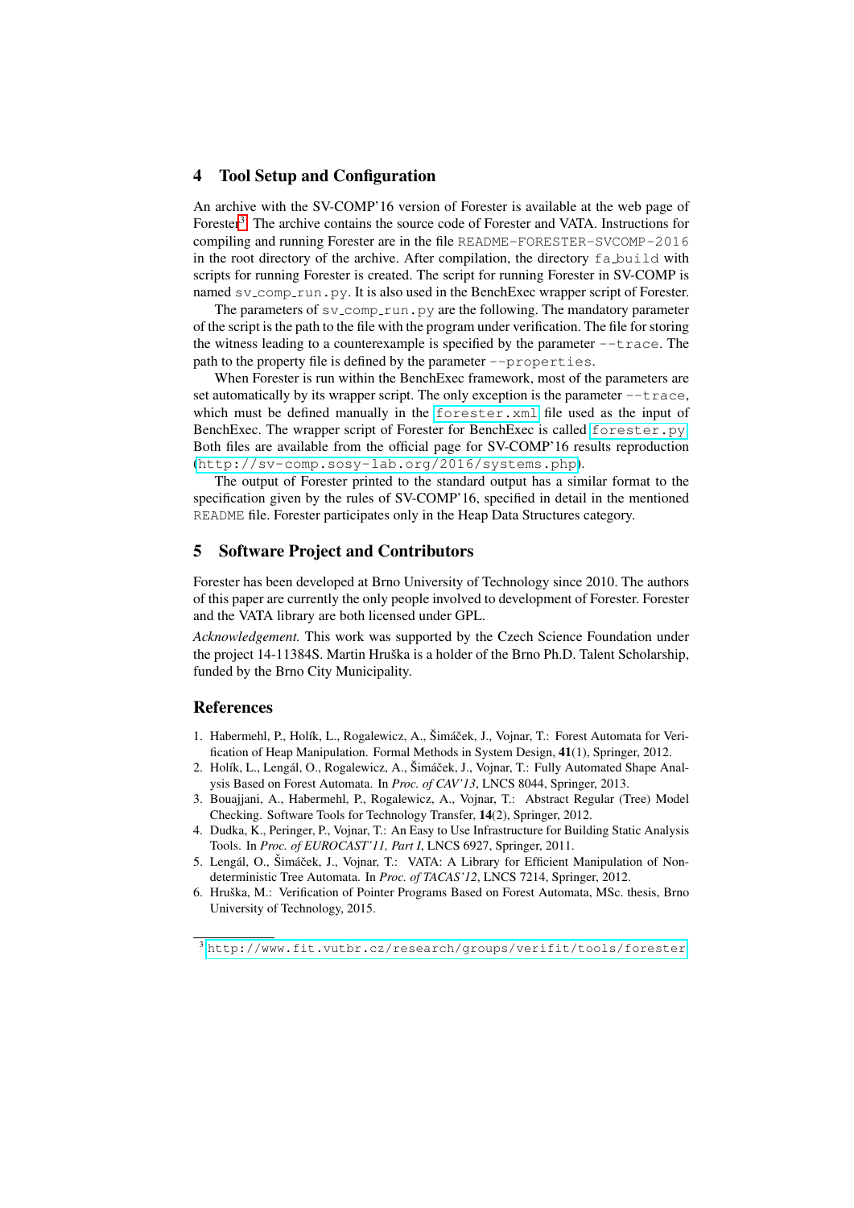## 4 Tool Setup and Configuration

An archive with the SV-COMP'16 version of Forester is available at the web page of Forester[3]. The archive contains the source code of Forester and VATA. Instructions for compiling and running Forester are in the file `README-FORESTER-SVCOMP-2016` in the root directory of the archive. After compilation, the directory `fa_build` with scripts for running Forester is created. The script for running Forester in SV-COMP is named `sv_comp_run.py`. It is also used in the BenchExec wrapper script of Forester.

The parameters of `sv_comp_run.py` are the following. The mandatory parameter of the script is the path to the file with the program under verification. The file for storing the witness leading to a counterexample is specified by the parameter `--trace`. The path to the property file is defined by the parameter `--properties`.

When Forester is run within the BenchExec framework, most of the parameters are set automatically by its wrapper script. The only exception is the parameter `--trace`, which must be defined manually in the `forester.xml` file used as the input of BenchExec. The wrapper script of Forester for BenchExec is called `forester.py`. Both files are available from the official page for SV-COMP'16 results reproduction (`http://sv-comp.sosy-lab.org/2016/systems.php`).

The output of Forester printed to the standard output has a similar format to the specification given by the rules of SV-COMP'16, specified in detail in the mentioned `README` file. Forester participates only in the Heap Data Structures category.

## 5 Software Project and Contributors

Forester has been developed at Brno University of Technology since 2010. The authors of this paper are currently the only people involved to development of Forester. Forester and the VATA library are both licensed under GPL.

*Acknowledgement.* This work was supported by the Czech Science Foundation under the project 14-11384S. Martin Hruška is a holder of the Brno Ph.D. Talent Scholarship, funded by the Brno City Municipality.

## References

1. Habermehl, P., Holík, L., Rogalewicz, A., Šimáček, J., Vojnar, T.: Forest Automata for Verification of Heap Manipulation. Formal Methods in System Design, **41**(1), Springer, 2012.
2. Holík, L., Lengál, O., Rogalewicz, A., Šimáček, J., Vojnar, T.: Fully Automated Shape Analysis Based on Forest Automata. In *Proc. of CAV'13*, LNCS 8044, Springer, 2013.
3. Bouajjani, A., Habermehl, P., Rogalewicz, A., Vojnar, T.: Abstract Regular (Tree) Model Checking. Software Tools for Technology Transfer, **14**(2), Springer, 2012.
4. Dudka, K., Peringer, P., Vojnar, T.: An Easy to Use Infrastructure for Building Static Analysis Tools. In *Proc. of EUROCAST'11, Part I*, LNCS 6927, Springer, 2011.
5. Lengál, O., Šimáček, J., Vojnar, T.: VATA: A Library for Efficient Manipulation of Non-deterministic Tree Automata. In *Proc. of TACAS'12*, LNCS 7214, Springer, 2012.
6. Hruška, M.: Verification of Pointer Programs Based on Forest Automata, MSc. thesis, Brno University of Technology, 2015.

[3] `http://www.fit.vutbr.cz/research/groups/verifit/tools/forester`